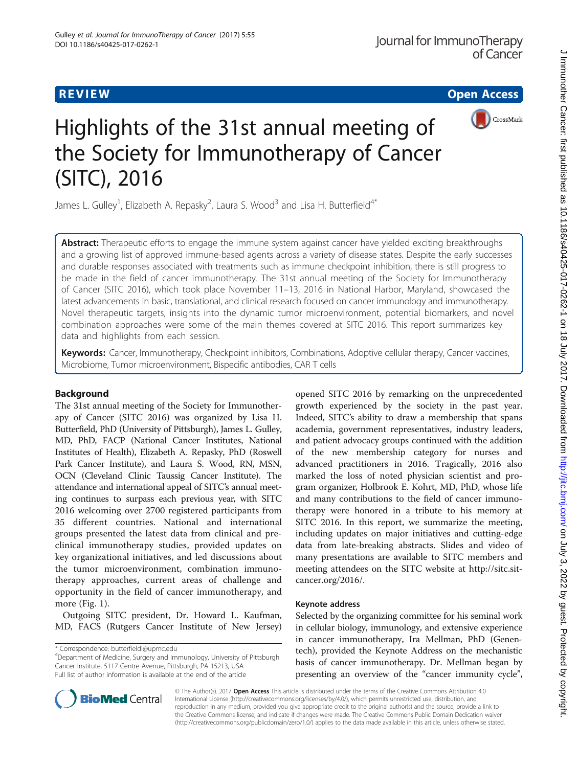REVIEW Open Access

# Highlights of the 31st annual meeting of the Society for Immunotherapy of Cancer (SITC), 2016

James L. Gulley[1], Elizabeth A. Repasky[2], Laura S. Wood[3] and Lisa H. Butterfield[4*]

**Abstract:** Therapeutic efforts to engage the immune system against cancer have yielded exciting breakthroughs and a growing list of approved immune-based agents across a variety of disease states. Despite the early successes and durable responses associated with treatments such as immune checkpoint inhibition, there is still progress to be made in the field of cancer immunotherapy. The 31st annual meeting of the Society for Immunotherapy of Cancer (SITC 2016), which took place November 11–13, 2016 in National Harbor, Maryland, showcased the latest advancements in basic, translational, and clinical research focused on cancer immunology and immunotherapy. Novel therapeutic targets, insights into the dynamic tumor microenvironment, potential biomarkers, and novel combination approaches were some of the main themes covered at SITC 2016. This report summarizes key data and highlights from each session.

**Keywords:** Cancer, Immunotherapy, Checkpoint inhibitors, Combinations, Adoptive cellular therapy, Cancer vaccines, Microbiome, Tumor microenvironment, Bispecific antibodies, CAR T cells

## Background

The 31st annual meeting of the Society for Immunotherapy of Cancer (SITC 2016) was organized by Lisa H. Butterfield, PhD (University of Pittsburgh), James L. Gulley, MD, PhD, FACP (National Cancer Institutes, National Institutes of Health), Elizabeth A. Repasky, PhD (Roswell Park Cancer Institute), and Laura S. Wood, RN, MSN, OCN (Cleveland Clinic Taussig Cancer Institute). The attendance and international appeal of SITC's annual meeting continues to surpass each previous year, with SITC 2016 welcoming over 2700 registered participants from 35 different countries. National and international groups presented the latest data from clinical and preclinical immunotherapy studies, provided updates on key organizational initiatives, and led discussions about the tumor microenvironment, combination immunotherapy approaches, current areas of challenge and opportunity in the field of cancer immunotherapy, and more (Fig. 1).

Outgoing SITC president, Dr. Howard L. Kaufman, MD, FACS (Rutgers Cancer Institute of New Jersey) opened SITC 2016 by remarking on the unprecedented growth experienced by the society in the past year. Indeed, SITC's ability to draw a membership that spans academia, government representatives, industry leaders, and patient advocacy groups continued with the addition of the new membership category for nurses and advanced practitioners in 2016. Tragically, 2016 also marked the loss of noted physician scientist and program organizer, Holbrook E. Kohrt, MD, PhD, whose life and many contributions to the field of cancer immunotherapy were honored in a tribute to his memory at SITC 2016. In this report, we summarize the meeting, including updates on major initiatives and cutting-edge data from late-breaking abstracts. Slides and video of many presentations are available to SITC members and meeting attendees on the SITC website at http://sitc.sitcancer.org/2016/.

### Keynote address

Selected by the organizing committee for his seminal work in cellular biology, immunology, and extensive experience in cancer immunotherapy, Ira Mellman, PhD (Genentech), provided the Keynote Address on the mechanistic basis of cancer immunotherapy. Dr. Mellman began by presenting an overview of the "cancer immunity cycle",

\* Correspondence: butterfieldl@upmc.edu
[4]Department of Medicine, Surgery and Immunology, University of Pittsburgh Cancer Institute, 5117 Centre Avenue, Pittsburgh, PA 15213, USA
Full list of author information is available at the end of the article

© The Author(s). 2017 **Open Access** This article is distributed under the terms of the Creative Commons Attribution 4.0 International License (http://creativecommons.org/licenses/by/4.0/), which permits unrestricted use, distribution, and reproduction in any medium, provided you give appropriate credit to the original author(s) and the source, provide a link to the Creative Commons license, and indicate if changes were made. The Creative Commons Public Domain Dedication waiver (http://creativecommons.org/publicdomain/zero/1.0/) applies to the data made available in this article, unless otherwise stated.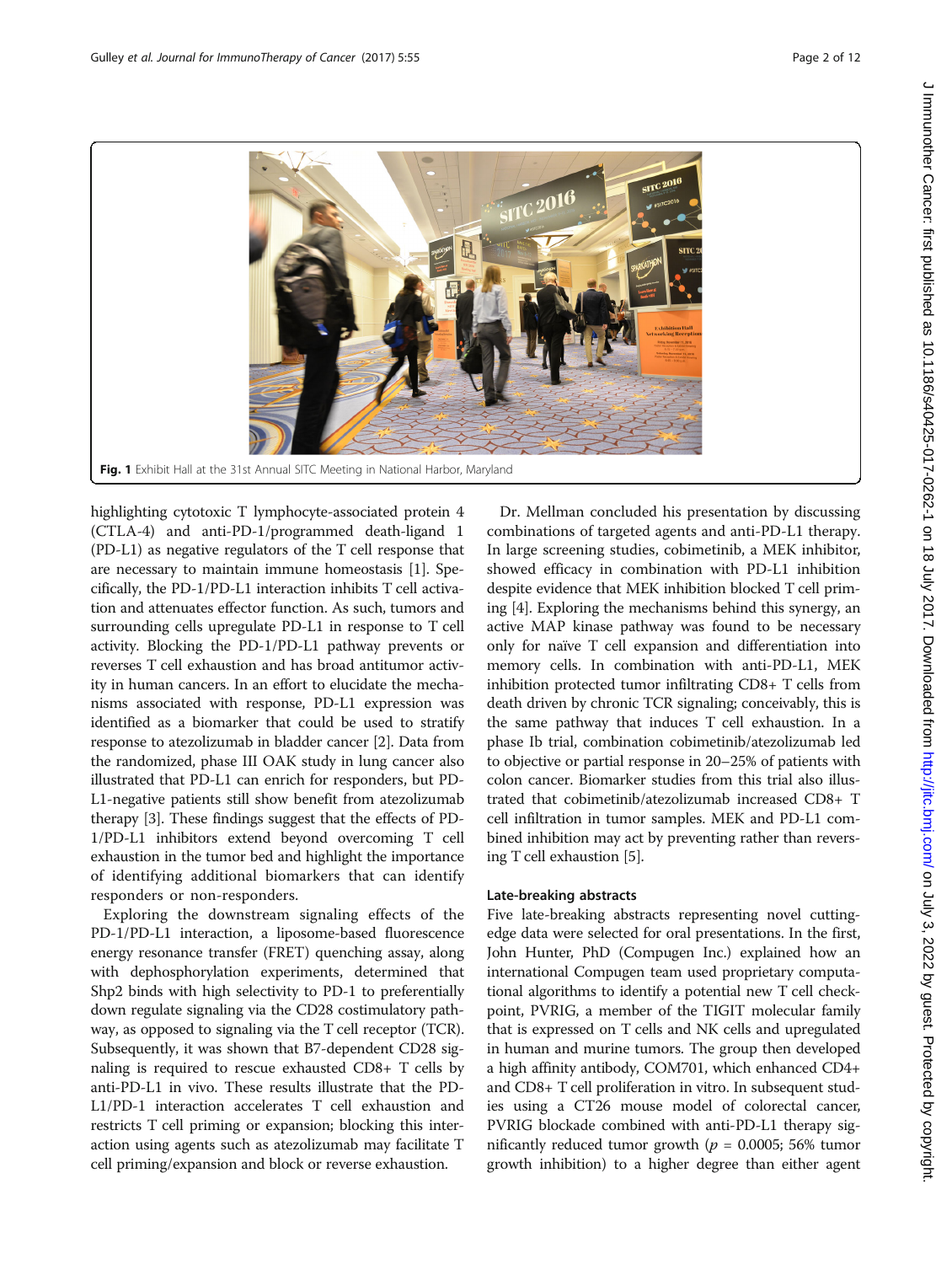Fig. 1 Exhibit Hall at the 31st Annual SITC Meeting in National Harbor, Maryland

highlighting cytotoxic T lymphocyte-associated protein 4 (CTLA-4) and anti-PD-1/programmed death-ligand 1 (PD-L1) as negative regulators of the T cell response that are necessary to maintain immune homeostasis [1]. Specifically, the PD-1/PD-L1 interaction inhibits T cell activation and attenuates effector function. As such, tumors and surrounding cells upregulate PD-L1 in response to T cell activity. Blocking the PD-1/PD-L1 pathway prevents or reverses T cell exhaustion and has broad antitumor activity in human cancers. In an effort to elucidate the mechanisms associated with response, PD-L1 expression was identified as a biomarker that could be used to stratify response to atezolizumab in bladder cancer [2]. Data from the randomized, phase III OAK study in lung cancer also illustrated that PD-L1 can enrich for responders, but PD-L1-negative patients still show benefit from atezolizumab therapy [3]. These findings suggest that the effects of PD-1/PD-L1 inhibitors extend beyond overcoming T cell exhaustion in the tumor bed and highlight the importance of identifying additional biomarkers that can identify responders or non-responders.

Exploring the downstream signaling effects of the PD-1/PD-L1 interaction, a liposome-based fluorescence energy resonance transfer (FRET) quenching assay, along with dephosphorylation experiments, determined that Shp2 binds with high selectivity to PD-1 to preferentially down regulate signaling via the CD28 costimulatory pathway, as opposed to signaling via the T cell receptor (TCR). Subsequently, it was shown that B7-dependent CD28 signaling is required to rescue exhausted CD8+ T cells by anti-PD-L1 in vivo. These results illustrate that the PD-L1/PD-1 interaction accelerates T cell exhaustion and restricts T cell priming or expansion; blocking this interaction using agents such as atezolizumab may facilitate T cell priming/expansion and block or reverse exhaustion.

Dr. Mellman concluded his presentation by discussing combinations of targeted agents and anti-PD-L1 therapy. In large screening studies, cobimetinib, a MEK inhibitor, showed efficacy in combination with PD-L1 inhibition despite evidence that MEK inhibition blocked T cell priming [4]. Exploring the mechanisms behind this synergy, an active MAP kinase pathway was found to be necessary only for naïve T cell expansion and differentiation into memory cells. In combination with anti-PD-L1, MEK inhibition protected tumor infiltrating CD8+ T cells from death driven by chronic TCR signaling; conceivably, this is the same pathway that induces T cell exhaustion. In a phase Ib trial, combination cobimetinib/atezolizumab led to objective or partial response in 20–25% of patients with colon cancer. Biomarker studies from this trial also illustrated that cobimetinib/atezolizumab increased CD8+ T cell infiltration in tumor samples. MEK and PD-L1 combined inhibition may act by preventing rather than reversing T cell exhaustion [5].

### Late-breaking abstracts

Five late-breaking abstracts representing novel cutting-edge data were selected for oral presentations. In the first, John Hunter, PhD (Compugen Inc.) explained how an international Compugen team used proprietary computational algorithms to identify a potential new T cell checkpoint, PVRIG, a member of the TIGIT molecular family that is expressed on T cells and NK cells and upregulated in human and murine tumors. The group then developed a high affinity antibody, COM701, which enhanced CD4+ and CD8+ T cell proliferation in vitro. In subsequent studies using a CT26 mouse model of colorectal cancer, PVRIG blockade combined with anti-PD-L1 therapy significantly reduced tumor growth ($p$ = 0.0005; 56% tumor growth inhibition) to a higher degree than either agent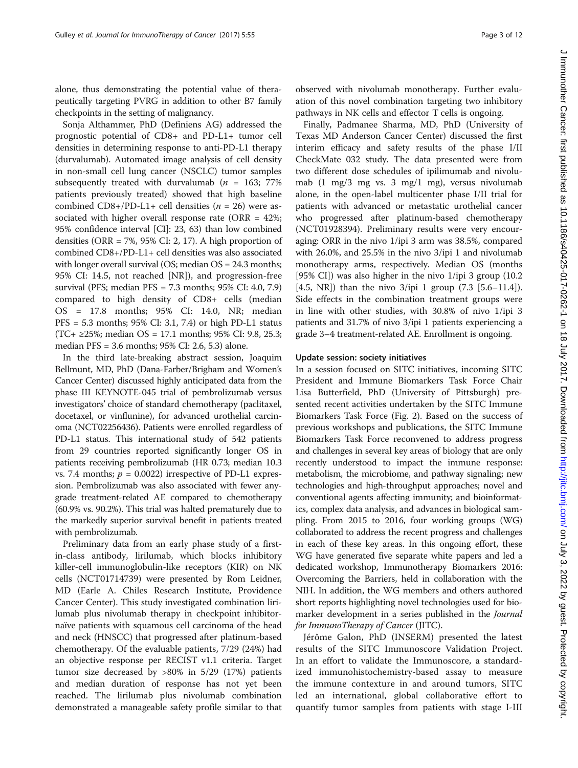alone, thus demonstrating the potential value of therapeutically targeting PVRG in addition to other B7 family checkpoints in the setting of malignancy.

Sonja Althammer, PhD (Definiens AG) addressed the prognostic potential of CD8+ and PD-L1+ tumor cell densities in determining response to anti-PD-L1 therapy (durvalumab). Automated image analysis of cell density in non-small cell lung cancer (NSCLC) tumor samples subsequently treated with durvalumab ($n$ = 163; 77% patients previously treated) showed that high baseline combined CD8+/PD-L1+ cell densities ($n$ = 26) were associated with higher overall response rate (ORR = 42%; 95% confidence interval [CI]: 23, 63) than low combined densities (ORR = 7%, 95% CI: 2, 17). A high proportion of combined CD8+/PD-L1+ cell densities was also associated with longer overall survival (OS; median OS = 24.3 months; 95% CI: 14.5, not reached [NR]), and progression-free survival (PFS; median PFS = 7.3 months; 95% CI: 4.0, 7.9) compared to high density of CD8+ cells (median OS = 17.8 months; 95% CI: 14.0, NR; median PFS = 5.3 months; 95% CI: 3.1, 7.4) or high PD-L1 status (TC+ ≥25%; median OS = 17.1 months; 95% CI: 9.8, 25.3; median PFS = 3.6 months; 95% CI: 2.6, 5.3) alone.

In the third late-breaking abstract session, Joaquim Bellmunt, MD, PhD (Dana-Farber/Brigham and Women's Cancer Center) discussed highly anticipated data from the phase III KEYNOTE-045 trial of pembrolizumab versus investigators' choice of standard chemotherapy (paclitaxel, docetaxel, or vinflunine), for advanced urothelial carcinoma (NCT02256436). Patients were enrolled regardless of PD-L1 status. This international study of 542 patients from 29 countries reported significantly longer OS in patients receiving pembrolizumab (HR 0.73; median 10.3 vs. 7.4 months; $p$ = 0.0022) irrespective of PD-L1 expression. Pembrolizumab was also associated with fewer any-grade treatment-related AE compared to chemotherapy (60.9% vs. 90.2%). This trial was halted prematurely due to the markedly superior survival benefit in patients treated with pembrolizumab.

Preliminary data from an early phase study of a first-in-class antibody, lirilumab, which blocks inhibitory killer-cell immunoglobulin-like receptors (KIR) on NK cells (NCT01714739) were presented by Rom Leidner, MD (Earle A. Chiles Research Institute, Providence Cancer Center). This study investigated combination lirilumab plus nivolumab therapy in checkpoint inhibitor-naïve patients with squamous cell carcinoma of the head and neck (HNSCC) that progressed after platinum-based chemotherapy. Of the evaluable patients, 7/29 (24%) had an objective response per RECIST v1.1 criteria. Target tumor size decreased by >80% in 5/29 (17%) patients and median duration of response has not yet been reached. The lirilumab plus nivolumab combination demonstrated a manageable safety profile similar to that observed with nivolumab monotherapy. Further evaluation of this novel combination targeting two inhibitory pathways in NK cells and effector T cells is ongoing.

Finally, Padmanee Sharma, MD, PhD (University of Texas MD Anderson Cancer Center) discussed the first interim efficacy and safety results of the phase I/II CheckMate 032 study. The data presented were from two different dose schedules of ipilimumab and nivolumab (1 mg/3 mg vs. 3 mg/1 mg), versus nivolumab alone, in the open-label multicenter phase I/II trial for patients with advanced or metastatic urothelial cancer who progressed after platinum-based chemotherapy (NCT01928394). Preliminary results were very encouraging: ORR in the nivo 1/ipi 3 arm was 38.5%, compared with 26.0%, and 25.5% in the nivo 3/ipi 1 and nivolumab monotherapy arms, respectively. Median OS (months [95% CI]) was also higher in the nivo 1/ipi 3 group (10.2 [4.5, NR]) than the nivo 3/ipi 1 group (7.3 [5.6–11.4]). Side effects in the combination treatment groups were in line with other studies, with 30.8% of nivo 1/ipi 3 patients and 31.7% of nivo 3/ipi 1 patients experiencing a grade 3–4 treatment-related AE. Enrollment is ongoing.

#### Update session: society initiatives

In a session focused on SITC initiatives, incoming SITC President and Immune Biomarkers Task Force Chair Lisa Butterfield, PhD (University of Pittsburgh) presented recent activities undertaken by the SITC Immune Biomarkers Task Force (Fig. 2). Based on the success of previous workshops and publications, the SITC Immune Biomarkers Task Force reconvened to address progress and challenges in several key areas of biology that are only recently understood to impact the immune response: metabolism, the microbiome, and pathway signaling; new technologies and high-throughput approaches; novel and conventional agents affecting immunity; and bioinformatics, complex data analysis, and advances in biological sampling. From 2015 to 2016, four working groups (WG) collaborated to address the recent progress and challenges in each of these key areas. In this ongoing effort, these WG have generated five separate white papers and led a dedicated workshop, Immunotherapy Biomarkers 2016: Overcoming the Barriers, held in collaboration with the NIH. In addition, the WG members and others authored short reports highlighting novel technologies used for biomarker development in a series published in the *Journal for ImmunoTherapy of Cancer* (JITC).

Jérôme Galon, PhD (INSERM) presented the latest results of the SITC Immunoscore Validation Project. In an effort to validate the Immunoscore, a standardized immunohistochemistry-based assay to measure the immune contexture in and around tumors, SITC led an international, global collaborative effort to quantify tumor samples from patients with stage I-III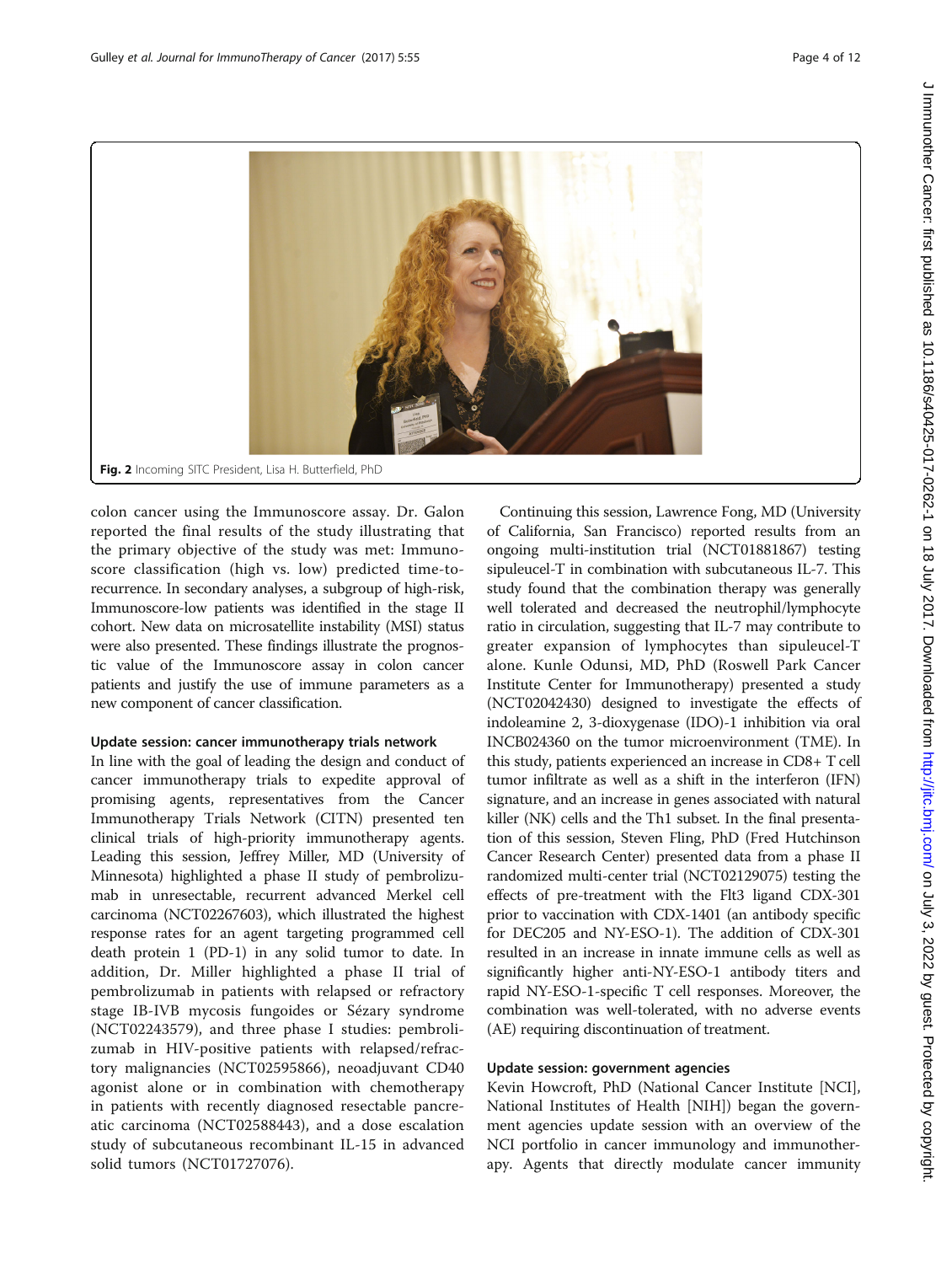Fig. 2 Incoming SITC President, Lisa H. Butterfield, PhD

colon cancer using the Immunoscore assay. Dr. Galon reported the final results of the study illustrating that the primary objective of the study was met: Immunoscore classification (high vs. low) predicted time-to-recurrence. In secondary analyses, a subgroup of high-risk, Immunoscore-low patients was identified in the stage II cohort. New data on microsatellite instability (MSI) status were also presented. These findings illustrate the prognostic value of the Immunoscore assay in colon cancer patients and justify the use of immune parameters as a new component of cancer classification.

### Update session: cancer immunotherapy trials network

In line with the goal of leading the design and conduct of cancer immunotherapy trials to expedite approval of promising agents, representatives from the Cancer Immunotherapy Trials Network (CITN) presented ten clinical trials of high-priority immunotherapy agents. Leading this session, Jeffrey Miller, MD (University of Minnesota) highlighted a phase II study of pembrolizumab in unresectable, recurrent advanced Merkel cell carcinoma (NCT02267603), which illustrated the highest response rates for an agent targeting programmed cell death protein 1 (PD-1) in any solid tumor to date. In addition, Dr. Miller highlighted a phase II trial of pembrolizumab in patients with relapsed or refractory stage IB-IVB mycosis fungoides or Sézary syndrome (NCT02243579), and three phase I studies: pembrolizumab in HIV-positive patients with relapsed/refractory malignancies (NCT02595866), neoadjuvant CD40 agonist alone or in combination with chemotherapy in patients with recently diagnosed resectable pancreatic carcinoma (NCT02588443), and a dose escalation study of subcutaneous recombinant IL-15 in advanced solid tumors (NCT01727076).

Continuing this session, Lawrence Fong, MD (University of California, San Francisco) reported results from an ongoing multi-institution trial (NCT01881867) testing sipuleucel-T in combination with subcutaneous IL-7. This study found that the combination therapy was generally well tolerated and decreased the neutrophil/lymphocyte ratio in circulation, suggesting that IL-7 may contribute to greater expansion of lymphocytes than sipuleucel-T alone. Kunle Odunsi, MD, PhD (Roswell Park Cancer Institute Center for Immunotherapy) presented a study (NCT02042430) designed to investigate the effects of indoleamine 2, 3-dioxygenase (IDO)-1 inhibition via oral INCB024360 on the tumor microenvironment (TME). In this study, patients experienced an increase in CD8+ T cell tumor infiltrate as well as a shift in the interferon (IFN) signature, and an increase in genes associated with natural killer (NK) cells and the Th1 subset. In the final presentation of this session, Steven Fling, PhD (Fred Hutchinson Cancer Research Center) presented data from a phase II randomized multi-center trial (NCT02129075) testing the effects of pre-treatment with the Flt3 ligand CDX-301 prior to vaccination with CDX-1401 (an antibody specific for DEC205 and NY-ESO-1). The addition of CDX-301 resulted in an increase in innate immune cells as well as significantly higher anti-NY-ESO-1 antibody titers and rapid NY-ESO-1-specific T cell responses. Moreover, the combination was well-tolerated, with no adverse events (AE) requiring discontinuation of treatment.

### Update session: government agencies

Kevin Howcroft, PhD (National Cancer Institute [NCI], National Institutes of Health [NIH]) began the government agencies update session with an overview of the NCI portfolio in cancer immunology and immunotherapy. Agents that directly modulate cancer immunity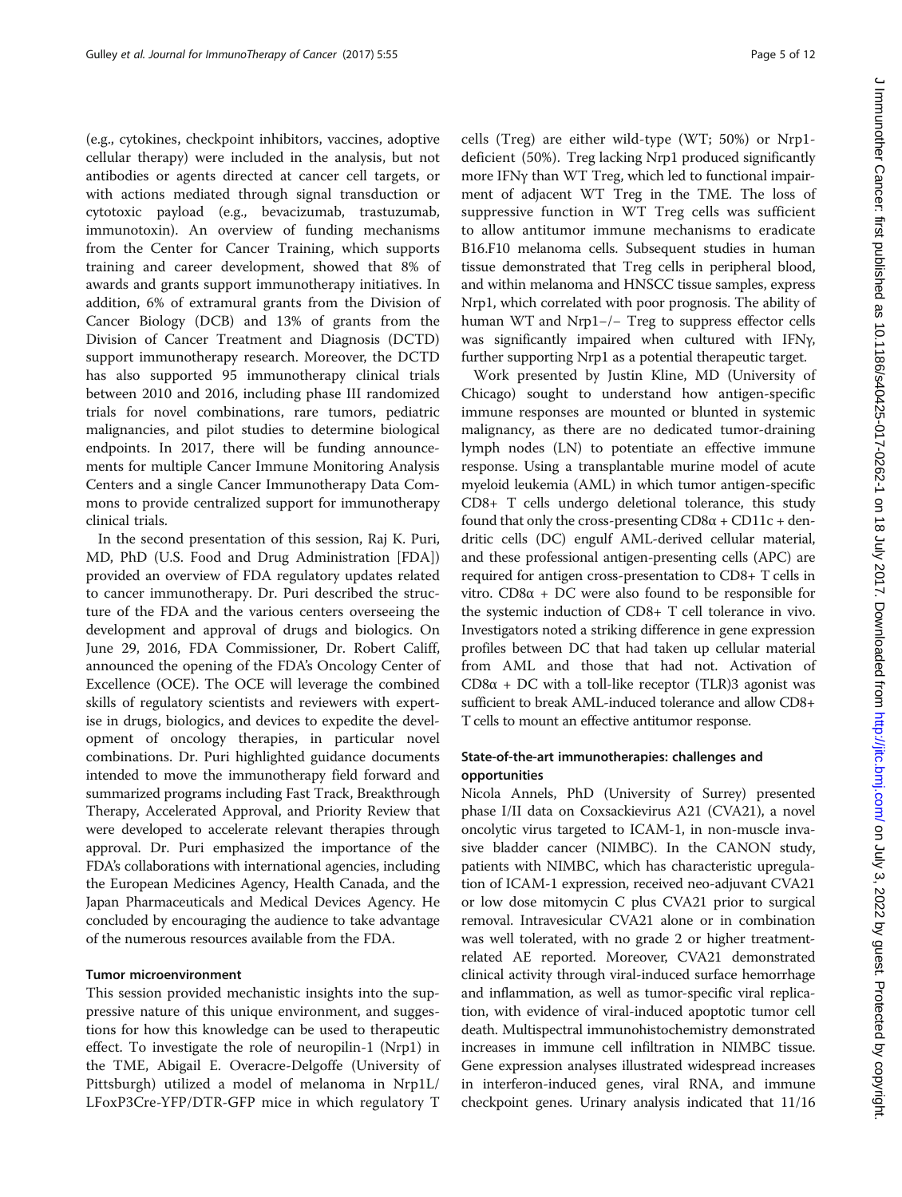(e.g., cytokines, checkpoint inhibitors, vaccines, adoptive cellular therapy) were included in the analysis, but not antibodies or agents directed at cancer cell targets, or with actions mediated through signal transduction or cytotoxic payload (e.g., bevacizumab, trastuzumab, immunotoxin). An overview of funding mechanisms from the Center for Cancer Training, which supports training and career development, showed that 8% of awards and grants support immunotherapy initiatives. In addition, 6% of extramural grants from the Division of Cancer Biology (DCB) and 13% of grants from the Division of Cancer Treatment and Diagnosis (DCTD) support immunotherapy research. Moreover, the DCTD has also supported 95 immunotherapy clinical trials between 2010 and 2016, including phase III randomized trials for novel combinations, rare tumors, pediatric malignancies, and pilot studies to determine biological endpoints. In 2017, there will be funding announcements for multiple Cancer Immune Monitoring Analysis Centers and a single Cancer Immunotherapy Data Commons to provide centralized support for immunotherapy clinical trials.

In the second presentation of this session, Raj K. Puri, MD, PhD (U.S. Food and Drug Administration [FDA]) provided an overview of FDA regulatory updates related to cancer immunotherapy. Dr. Puri described the structure of the FDA and the various centers overseeing the development and approval of drugs and biologics. On June 29, 2016, FDA Commissioner, Dr. Robert Califf, announced the opening of the FDA's Oncology Center of Excellence (OCE). The OCE will leverage the combined skills of regulatory scientists and reviewers with expertise in drugs, biologics, and devices to expedite the development of oncology therapies, in particular novel combinations. Dr. Puri highlighted guidance documents intended to move the immunotherapy field forward and summarized programs including Fast Track, Breakthrough Therapy, Accelerated Approval, and Priority Review that were developed to accelerate relevant therapies through approval. Dr. Puri emphasized the importance of the FDA's collaborations with international agencies, including the European Medicines Agency, Health Canada, and the Japan Pharmaceuticals and Medical Devices Agency. He concluded by encouraging the audience to take advantage of the numerous resources available from the FDA.

### Tumor microenvironment

This session provided mechanistic insights into the suppressive nature of this unique environment, and suggestions for how this knowledge can be used to therapeutic effect. To investigate the role of neuropilin-1 (Nrp1) in the TME, Abigail E. Overacre-Delgoffe (University of Pittsburgh) utilized a model of melanoma in Nrp1L/LFoxP3Cre-YFP/DTR-GFP mice in which regulatory T cells (Treg) are either wild-type (WT; 50%) or Nrp1-deficient (50%). Treg lacking Nrp1 produced significantly more IFNγ than WT Treg, which led to functional impairment of adjacent WT Treg in the TME. The loss of suppressive function in WT Treg cells was sufficient to allow antitumor immune mechanisms to eradicate B16.F10 melanoma cells. Subsequent studies in human tissue demonstrated that Treg cells in peripheral blood, and within melanoma and HNSCC tissue samples, express Nrp1, which correlated with poor prognosis. The ability of human WT and Nrp1−/− Treg to suppress effector cells was significantly impaired when cultured with IFNγ, further supporting Nrp1 as a potential therapeutic target.

Work presented by Justin Kline, MD (University of Chicago) sought to understand how antigen-specific immune responses are mounted or blunted in systemic malignancy, as there are no dedicated tumor-draining lymph nodes (LN) to potentiate an effective immune response. Using a transplantable murine model of acute myeloid leukemia (AML) in which tumor antigen-specific CD8+ T cells undergo deletional tolerance, this study found that only the cross-presenting CD8α + CD11c + dendritic cells (DC) engulf AML-derived cellular material, and these professional antigen-presenting cells (APC) are required for antigen cross-presentation to CD8+ T cells in vitro. CD8α + DC were also found to be responsible for the systemic induction of CD8+ T cell tolerance in vivo. Investigators noted a striking difference in gene expression profiles between DC that had taken up cellular material from AML and those that had not. Activation of CD8α + DC with a toll-like receptor (TLR)3 agonist was sufficient to break AML-induced tolerance and allow CD8+ T cells to mount an effective antitumor response.

### State-of-the-art immunotherapies: challenges and opportunities

Nicola Annels, PhD (University of Surrey) presented phase I/II data on Coxsackievirus A21 (CVA21), a novel oncolytic virus targeted to ICAM-1, in non-muscle invasive bladder cancer (NIMBC). In the CANON study, patients with NIMBC, which has characteristic upregulation of ICAM-1 expression, received neo-adjuvant CVA21 or low dose mitomycin C plus CVA21 prior to surgical removal. Intravesicular CVA21 alone or in combination was well tolerated, with no grade 2 or higher treatment-related AE reported. Moreover, CVA21 demonstrated clinical activity through viral-induced surface hemorrhage and inflammation, as well as tumor-specific viral replication, with evidence of viral-induced apoptotic tumor cell death. Multispectral immunohistochemistry demonstrated increases in immune cell infiltration in NIMBC tissue. Gene expression analyses illustrated widespread increases in interferon-induced genes, viral RNA, and immune checkpoint genes. Urinary analysis indicated that 11/16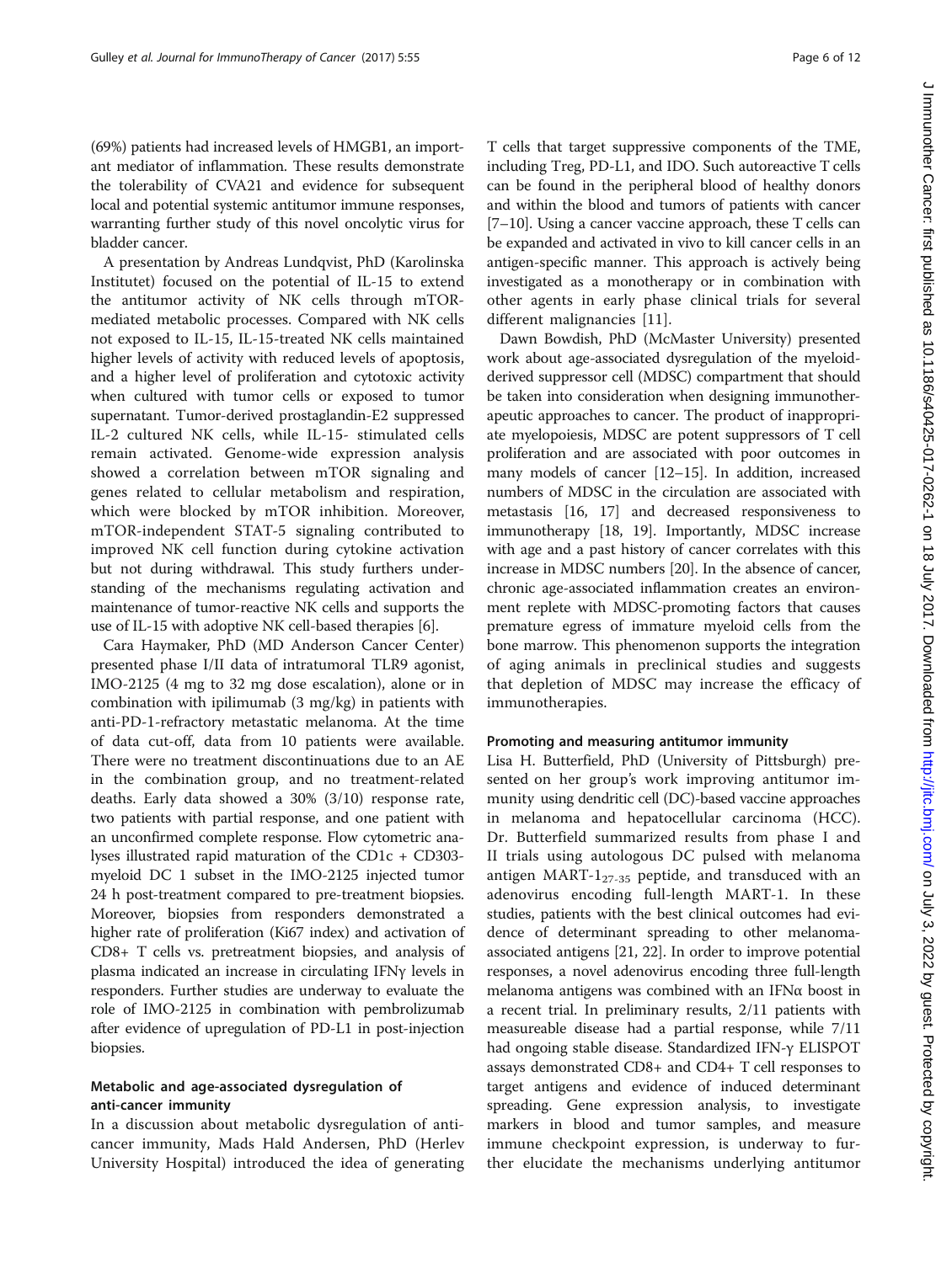(69%) patients had increased levels of HMGB1, an important mediator of inflammation. These results demonstrate the tolerability of CVA21 and evidence for subsequent local and potential systemic antitumor immune responses, warranting further study of this novel oncolytic virus for bladder cancer.

A presentation by Andreas Lundqvist, PhD (Karolinska Institutet) focused on the potential of IL-15 to extend the antitumor activity of NK cells through mTOR-mediated metabolic processes. Compared with NK cells not exposed to IL-15, IL-15-treated NK cells maintained higher levels of activity with reduced levels of apoptosis, and a higher level of proliferation and cytotoxic activity when cultured with tumor cells or exposed to tumor supernatant. Tumor-derived prostaglandin-E2 suppressed IL-2 cultured NK cells, while IL-15- stimulated cells remain activated. Genome-wide expression analysis showed a correlation between mTOR signaling and genes related to cellular metabolism and respiration, which were blocked by mTOR inhibition. Moreover, mTOR-independent STAT-5 signaling contributed to improved NK cell function during cytokine activation but not during withdrawal. This study furthers understanding of the mechanisms regulating activation and maintenance of tumor-reactive NK cells and supports the use of IL-15 with adoptive NK cell-based therapies [6].

Cara Haymaker, PhD (MD Anderson Cancer Center) presented phase I/II data of intratumoral TLR9 agonist, IMO-2125 (4 mg to 32 mg dose escalation), alone or in combination with ipilimumab (3 mg/kg) in patients with anti-PD-1-refractory metastatic melanoma. At the time of data cut-off, data from 10 patients were available. There were no treatment discontinuations due to an AE in the combination group, and no treatment-related deaths. Early data showed a 30% (3/10) response rate, two patients with partial response, and one patient with an unconfirmed complete response. Flow cytometric analyses illustrated rapid maturation of the CD1c + CD303- myeloid DC 1 subset in the IMO-2125 injected tumor 24 h post-treatment compared to pre-treatment biopsies. Moreover, biopsies from responders demonstrated a higher rate of proliferation (Ki67 index) and activation of CD8+ T cells vs. pretreatment biopsies, and analysis of plasma indicated an increase in circulating IFNγ levels in responders. Further studies are underway to evaluate the role of IMO-2125 in combination with pembrolizumab after evidence of upregulation of PD-L1 in post-injection biopsies.

## Metabolic and age-associated dysregulation of anti-cancer immunity

In a discussion about metabolic dysregulation of anti-cancer immunity, Mads Hald Andersen, PhD (Herlev University Hospital) introduced the idea of generating T cells that target suppressive components of the TME, including Treg, PD-L1, and IDO. Such autoreactive T cells can be found in the peripheral blood of healthy donors and within the blood and tumors of patients with cancer [7–10]. Using a cancer vaccine approach, these T cells can be expanded and activated in vivo to kill cancer cells in an antigen-specific manner. This approach is actively being investigated as a monotherapy or in combination with other agents in early phase clinical trials for several different malignancies [11].

Dawn Bowdish, PhD (McMaster University) presented work about age-associated dysregulation of the myeloid-derived suppressor cell (MDSC) compartment that should be taken into consideration when designing immunotherapeutic approaches to cancer. The product of inappropriate myelopoiesis, MDSC are potent suppressors of T cell proliferation and are associated with poor outcomes in many models of cancer [12–15]. In addition, increased numbers of MDSC in the circulation are associated with metastasis [16, 17] and decreased responsiveness to immunotherapy [18, 19]. Importantly, MDSC increase with age and a past history of cancer correlates with this increase in MDSC numbers [20]. In the absence of cancer, chronic age-associated inflammation creates an environment replete with MDSC-promoting factors that causes premature egress of immature myeloid cells from the bone marrow. This phenomenon supports the integration of aging animals in preclinical studies and suggests that depletion of MDSC may increase the efficacy of immunotherapies.

## Promoting and measuring antitumor immunity

Lisa H. Butterfield, PhD (University of Pittsburgh) presented on her group's work improving antitumor immunity using dendritic cell (DC)-based vaccine approaches in melanoma and hepatocellular carcinoma (HCC). Dr. Butterfield summarized results from phase I and II trials using autologous DC pulsed with melanoma antigen MART-$1_{27-35}$ peptide, and transduced with an adenovirus encoding full-length MART-1. In these studies, patients with the best clinical outcomes had evidence of determinant spreading to other melanoma-associated antigens [21, 22]. In order to improve potential responses, a novel adenovirus encoding three full-length melanoma antigens was combined with an IFNα boost in a recent trial. In preliminary results, 2/11 patients with measureable disease had a partial response, while 7/11 had ongoing stable disease. Standardized IFN-γ ELISPOT assays demonstrated CD8+ and CD4+ T cell responses to target antigens and evidence of induced determinant spreading. Gene expression analysis, to investigate markers in blood and tumor samples, and measure immune checkpoint expression, is underway to further elucidate the mechanisms underlying antitumor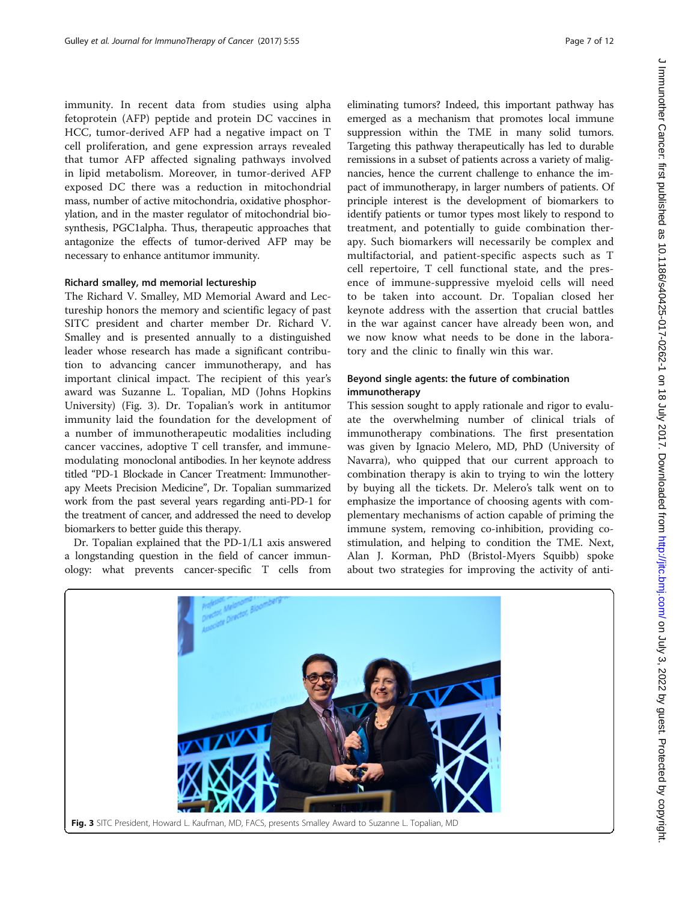immunity. In recent data from studies using alpha fetoprotein (AFP) peptide and protein DC vaccines in HCC, tumor-derived AFP had a negative impact on T cell proliferation, and gene expression arrays revealed that tumor AFP affected signaling pathways involved in lipid metabolism. Moreover, in tumor-derived AFP exposed DC there was a reduction in mitochondrial mass, number of active mitochondria, oxidative phosphorylation, and in the master regulator of mitochondrial biosynthesis, PGC1alpha. Thus, therapeutic approaches that antagonize the effects of tumor-derived AFP may be necessary to enhance antitumor immunity.

### Richard smalley, md memorial lectureship

The Richard V. Smalley, MD Memorial Award and Lectureship honors the memory and scientific legacy of past SITC president and charter member Dr. Richard V. Smalley and is presented annually to a distinguished leader whose research has made a significant contribution to advancing cancer immunotherapy, and has important clinical impact. The recipient of this year's award was Suzanne L. Topalian, MD (Johns Hopkins University) (Fig. 3). Dr. Topalian's work in antitumor immunity laid the foundation for the development of a number of immunotherapeutic modalities including cancer vaccines, adoptive T cell transfer, and immune-modulating monoclonal antibodies. In her keynote address titled "PD-1 Blockade in Cancer Treatment: Immunotherapy Meets Precision Medicine", Dr. Topalian summarized work from the past several years regarding anti-PD-1 for the treatment of cancer, and addressed the need to develop biomarkers to better guide this therapy.

Dr. Topalian explained that the PD-1/L1 axis answered a longstanding question in the field of cancer immunology: what prevents cancer-specific T cells from eliminating tumors? Indeed, this important pathway has emerged as a mechanism that promotes local immune suppression within the TME in many solid tumors. Targeting this pathway therapeutically has led to durable remissions in a subset of patients across a variety of malignancies, hence the current challenge to enhance the impact of immunotherapy, in larger numbers of patients. Of principle interest is the development of biomarkers to identify patients or tumor types most likely to respond to treatment, and potentially to guide combination therapy. Such biomarkers will necessarily be complex and multifactorial, and patient-specific aspects such as T cell repertoire, T cell functional state, and the presence of immune-suppressive myeloid cells will need to be taken into account. Dr. Topalian closed her keynote address with the assertion that crucial battles in the war against cancer have already been won, and we now know what needs to be done in the laboratory and the clinic to finally win this war.

### Beyond single agents: the future of combination immunotherapy

This session sought to apply rationale and rigor to evaluate the overwhelming number of clinical trials of immunotherapy combinations. The first presentation was given by Ignacio Melero, MD, PhD (University of Navarra), who quipped that our current approach to combination therapy is akin to trying to win the lottery by buying all the tickets. Dr. Melero's talk went on to emphasize the importance of choosing agents with complementary mechanisms of action capable of priming the immune system, removing co-inhibition, providing co-stimulation, and helping to condition the TME. Next, Alan J. Korman, PhD (Bristol-Myers Squibb) spoke about two strategies for improving the activity of anti-

**Fig. 3** SITC President, Howard L. Kaufman, MD, FACS, presents Smalley Award to Suzanne L. Topalian, MD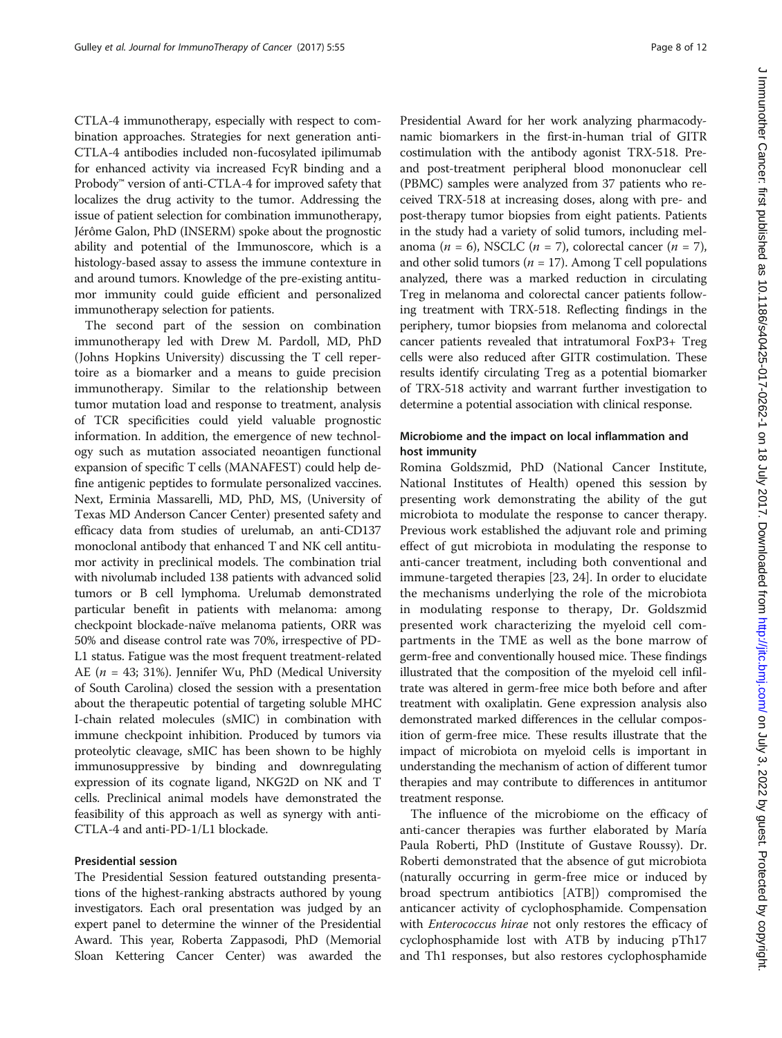CTLA-4 immunotherapy, especially with respect to combination approaches. Strategies for next generation anti-CTLA-4 antibodies included non-fucosylated ipilimumab for enhanced activity via increased FcγR binding and a Probody™ version of anti-CTLA-4 for improved safety that localizes the drug activity to the tumor. Addressing the issue of patient selection for combination immunotherapy, Jérôme Galon, PhD (INSERM) spoke about the prognostic ability and potential of the Immunoscore, which is a histology-based assay to assess the immune contexture in and around tumors. Knowledge of the pre-existing antitumor immunity could guide efficient and personalized immunotherapy selection for patients.

The second part of the session on combination immunotherapy led with Drew M. Pardoll, MD, PhD (Johns Hopkins University) discussing the T cell repertoire as a biomarker and a means to guide precision immunotherapy. Similar to the relationship between tumor mutation load and response to treatment, analysis of TCR specificities could yield valuable prognostic information. In addition, the emergence of new technology such as mutation associated neoantigen functional expansion of specific T cells (MANAFEST) could help define antigenic peptides to formulate personalized vaccines. Next, Erminia Massarelli, MD, PhD, MS, (University of Texas MD Anderson Cancer Center) presented safety and efficacy data from studies of urelumab, an anti-CD137 monoclonal antibody that enhanced T and NK cell antitumor activity in preclinical models. The combination trial with nivolumab included 138 patients with advanced solid tumors or B cell lymphoma. Urelumab demonstrated particular benefit in patients with melanoma: among checkpoint blockade-naïve melanoma patients, ORR was 50% and disease control rate was 70%, irrespective of PD-L1 status. Fatigue was the most frequent treatment-related AE ($n$ = 43; 31%). Jennifer Wu, PhD (Medical University of South Carolina) closed the session with a presentation about the therapeutic potential of targeting soluble MHC I-chain related molecules (sMIC) in combination with immune checkpoint inhibition. Produced by tumors via proteolytic cleavage, sMIC has been shown to be highly immunosuppressive by binding and downregulating expression of its cognate ligand, NKG2D on NK and T cells. Preclinical animal models have demonstrated the feasibility of this approach as well as synergy with anti-CTLA-4 and anti-PD-1/L1 blockade.

## Presidential session

The Presidential Session featured outstanding presentations of the highest-ranking abstracts authored by young investigators. Each oral presentation was judged by an expert panel to determine the winner of the Presidential Award. This year, Roberta Zappasodi, PhD (Memorial Sloan Kettering Cancer Center) was awarded the Presidential Award for her work analyzing pharmacodynamic biomarkers in the first-in-human trial of GITR costimulation with the antibody agonist TRX-518. Pre- and post-treatment peripheral blood mononuclear cell (PBMC) samples were analyzed from 37 patients who received TRX-518 at increasing doses, along with pre- and post-therapy tumor biopsies from eight patients. Patients in the study had a variety of solid tumors, including melanoma ($n$ = 6), NSCLC ($n$ = 7), colorectal cancer ($n$ = 7), and other solid tumors ($n$ = 17). Among T cell populations analyzed, there was a marked reduction in circulating Treg in melanoma and colorectal cancer patients following treatment with TRX-518. Reflecting findings in the periphery, tumor biopsies from melanoma and colorectal cancer patients revealed that intratumoral FoxP3+ Treg cells were also reduced after GITR costimulation. These results identify circulating Treg as a potential biomarker of TRX-518 activity and warrant further investigation to determine a potential association with clinical response.

## Microbiome and the impact on local inflammation and host immunity

Romina Goldszmid, PhD (National Cancer Institute, National Institutes of Health) opened this session by presenting work demonstrating the ability of the gut microbiota to modulate the response to cancer therapy. Previous work established the adjuvant role and priming effect of gut microbiota in modulating the response to anti-cancer treatment, including both conventional and immune-targeted therapies [23, 24]. In order to elucidate the mechanisms underlying the role of the microbiota in modulating response to therapy, Dr. Goldszmid presented work characterizing the myeloid cell compartments in the TME as well as the bone marrow of germ-free and conventionally housed mice. These findings illustrated that the composition of the myeloid cell infiltrate was altered in germ-free mice both before and after treatment with oxaliplatin. Gene expression analysis also demonstrated marked differences in the cellular composition of germ-free mice. These results illustrate that the impact of microbiota on myeloid cells is important in understanding the mechanism of action of different tumor therapies and may contribute to differences in antitumor treatment response.

The influence of the microbiome on the efficacy of anti-cancer therapies was further elaborated by María Paula Roberti, PhD (Institute of Gustave Roussy). Dr. Roberti demonstrated that the absence of gut microbiota (naturally occurring in germ-free mice or induced by broad spectrum antibiotics [ATB]) compromised the anticancer activity of cyclophosphamide. Compensation with *Enterococcus hirae* not only restores the efficacy of cyclophosphamide lost with ATB by inducing pTh17 and Th1 responses, but also restores cyclophosphamide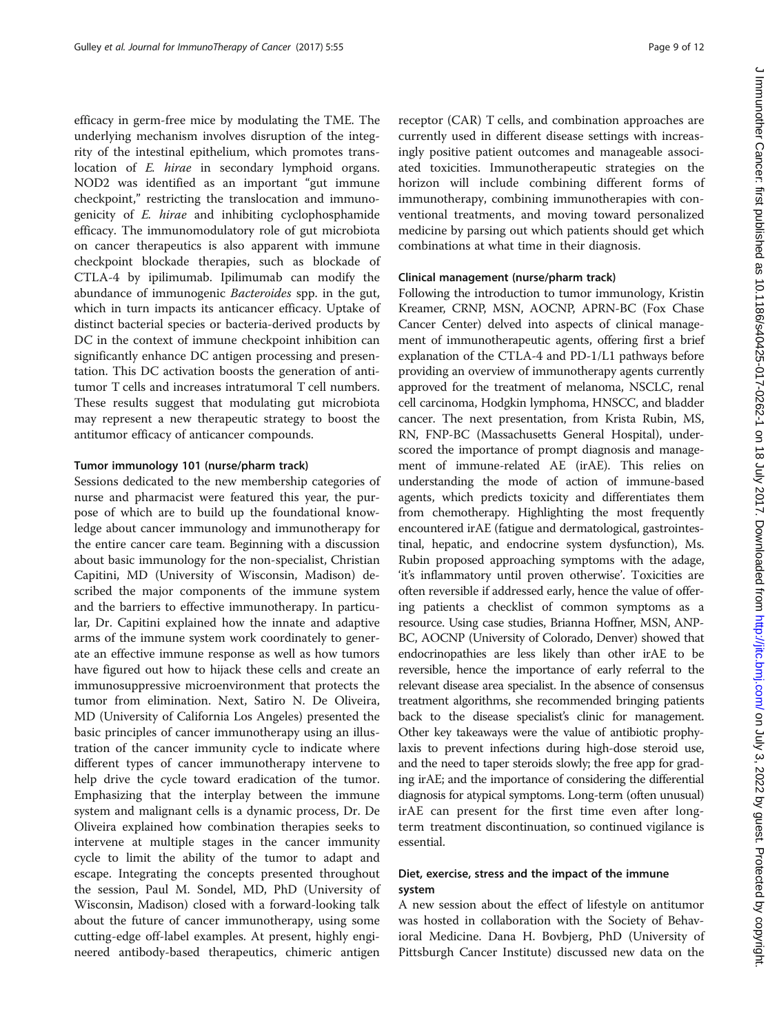efficacy in germ-free mice by modulating the TME. The underlying mechanism involves disruption of the integrity of the intestinal epithelium, which promotes translocation of *E. hirae* in secondary lymphoid organs. NOD2 was identified as an important "gut immune checkpoint," restricting the translocation and immunogenicity of *E. hirae* and inhibiting cyclophosphamide efficacy. The immunomodulatory role of gut microbiota on cancer therapeutics is also apparent with immune checkpoint blockade therapies, such as blockade of CTLA-4 by ipilimumab. Ipilimumab can modify the abundance of immunogenic *Bacteroides* spp. in the gut, which in turn impacts its anticancer efficacy. Uptake of distinct bacterial species or bacteria-derived products by DC in the context of immune checkpoint inhibition can significantly enhance DC antigen processing and presentation. This DC activation boosts the generation of antitumor T cells and increases intratumoral T cell numbers. These results suggest that modulating gut microbiota may represent a new therapeutic strategy to boost the antitumor efficacy of anticancer compounds.

#### Tumor immunology 101 (nurse/pharm track)

Sessions dedicated to the new membership categories of nurse and pharmacist were featured this year, the purpose of which are to build up the foundational knowledge about cancer immunology and immunotherapy for the entire cancer care team. Beginning with a discussion about basic immunology for the non-specialist, Christian Capitini, MD (University of Wisconsin, Madison) described the major components of the immune system and the barriers to effective immunotherapy. In particular, Dr. Capitini explained how the innate and adaptive arms of the immune system work coordinately to generate an effective immune response as well as how tumors have figured out how to hijack these cells and create an immunosuppressive microenvironment that protects the tumor from elimination. Next, Satiro N. De Oliveira, MD (University of California Los Angeles) presented the basic principles of cancer immunotherapy using an illustration of the cancer immunity cycle to indicate where different types of cancer immunotherapy intervene to help drive the cycle toward eradication of the tumor. Emphasizing that the interplay between the immune system and malignant cells is a dynamic process, Dr. De Oliveira explained how combination therapies seeks to intervene at multiple stages in the cancer immunity cycle to limit the ability of the tumor to adapt and escape. Integrating the concepts presented throughout the session, Paul M. Sondel, MD, PhD (University of Wisconsin, Madison) closed with a forward-looking talk about the future of cancer immunotherapy, using some cutting-edge off-label examples. At present, highly engineered antibody-based therapeutics, chimeric antigen receptor (CAR) T cells, and combination approaches are currently used in different disease settings with increasingly positive patient outcomes and manageable associated toxicities. Immunotherapeutic strategies on the horizon will include combining different forms of immunotherapy, combining immunotherapies with conventional treatments, and moving toward personalized medicine by parsing out which patients should get which combinations at what time in their diagnosis.

#### Clinical management (nurse/pharm track)

Following the introduction to tumor immunology, Kristin Kreamer, CRNP, MSN, AOCNP, APRN-BC (Fox Chase Cancer Center) delved into aspects of clinical management of immunotherapeutic agents, offering first a brief explanation of the CTLA-4 and PD-1/L1 pathways before providing an overview of immunotherapy agents currently approved for the treatment of melanoma, NSCLC, renal cell carcinoma, Hodgkin lymphoma, HNSCC, and bladder cancer. The next presentation, from Krista Rubin, MS, RN, FNP-BC (Massachusetts General Hospital), underscored the importance of prompt diagnosis and management of immune-related AE (irAE). This relies on understanding the mode of action of immune-based agents, which predicts toxicity and differentiates them from chemotherapy. Highlighting the most frequently encountered irAE (fatigue and dermatological, gastrointestinal, hepatic, and endocrine system dysfunction), Ms. Rubin proposed approaching symptoms with the adage, 'it's inflammatory until proven otherwise'. Toxicities are often reversible if addressed early, hence the value of offering patients a checklist of common symptoms as a resource. Using case studies, Brianna Hoffner, MSN, ANP-BC, AOCNP (University of Colorado, Denver) showed that endocrinopathies are less likely than other irAE to be reversible, hence the importance of early referral to the relevant disease area specialist. In the absence of consensus treatment algorithms, she recommended bringing patients back to the disease specialist's clinic for management. Other key takeaways were the value of antibiotic prophylaxis to prevent infections during high-dose steroid use, and the need to taper steroids slowly; the free app for grading irAE; and the importance of considering the differential diagnosis for atypical symptoms. Long-term (often unusual) irAE can present for the first time even after long-term treatment discontinuation, so continued vigilance is essential.

### Diet, exercise, stress and the impact of the immune system

A new session about the effect of lifestyle on antitumor was hosted in collaboration with the Society of Behavioral Medicine. Dana H. Bovbjerg, PhD (University of Pittsburgh Cancer Institute) discussed new data on the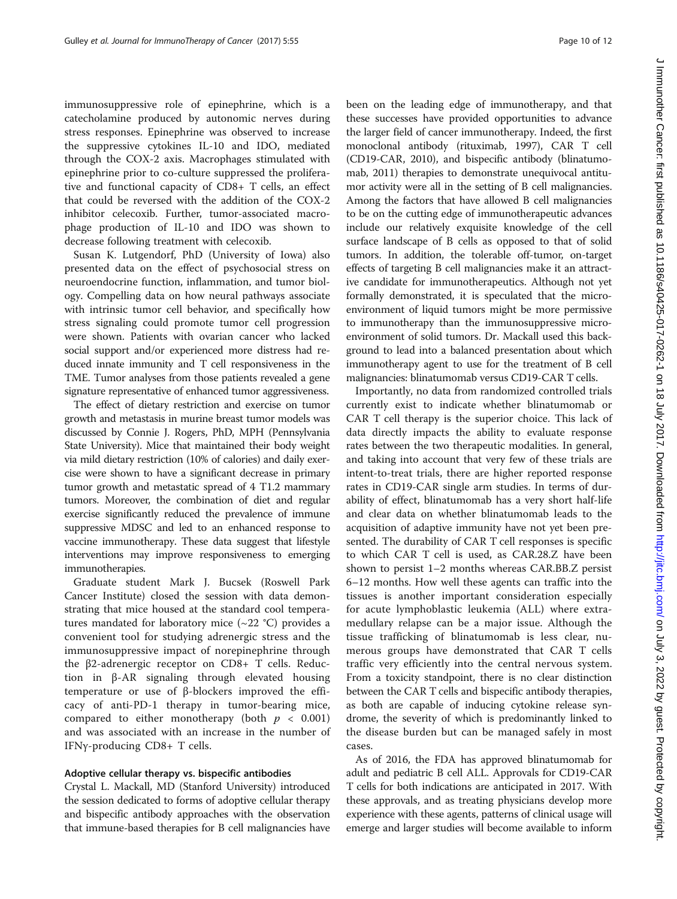immunosuppressive role of epinephrine, which is a catecholamine produced by autonomic nerves during stress responses. Epinephrine was observed to increase the suppressive cytokines IL-10 and IDO, mediated through the COX-2 axis. Macrophages stimulated with epinephrine prior to co-culture suppressed the proliferative and functional capacity of CD8+ T cells, an effect that could be reversed with the addition of the COX-2 inhibitor celecoxib. Further, tumor-associated macrophage production of IL-10 and IDO was shown to decrease following treatment with celecoxib.

Susan K. Lutgendorf, PhD (University of Iowa) also presented data on the effect of psychosocial stress on neuroendocrine function, inflammation, and tumor biology. Compelling data on how neural pathways associate with intrinsic tumor cell behavior, and specifically how stress signaling could promote tumor cell progression were shown. Patients with ovarian cancer who lacked social support and/or experienced more distress had reduced innate immunity and T cell responsiveness in the TME. Tumor analyses from those patients revealed a gene signature representative of enhanced tumor aggressiveness.

The effect of dietary restriction and exercise on tumor growth and metastasis in murine breast tumor models was discussed by Connie J. Rogers, PhD, MPH (Pennsylvania State University). Mice that maintained their body weight via mild dietary restriction (10% of calories) and daily exercise were shown to have a significant decrease in primary tumor growth and metastatic spread of 4 T1.2 mammary tumors. Moreover, the combination of diet and regular exercise significantly reduced the prevalence of immune suppressive MDSC and led to an enhanced response to vaccine immunotherapy. These data suggest that lifestyle interventions may improve responsiveness to emerging immunotherapies.

Graduate student Mark J. Bucsek (Roswell Park Cancer Institute) closed the session with data demonstrating that mice housed at the standard cool temperatures mandated for laboratory mice (~22 °C) provides a convenient tool for studying adrenergic stress and the immunosuppressive impact of norepinephrine through the β2-adrenergic receptor on CD8+ T cells. Reduction in β-AR signaling through elevated housing temperature or use of β-blockers improved the efficacy of anti-PD-1 therapy in tumor-bearing mice, compared to either monotherapy (both $p < 0.001$) and was associated with an increase in the number of IFNγ-producing CD8+ T cells.

### Adoptive cellular therapy vs. bispecific antibodies

Crystal L. Mackall, MD (Stanford University) introduced the session dedicated to forms of adoptive cellular therapy and bispecific antibody approaches with the observation that immune-based therapies for B cell malignancies have been on the leading edge of immunotherapy, and that these successes have provided opportunities to advance the larger field of cancer immunotherapy. Indeed, the first monoclonal antibody (rituximab, 1997), CAR T cell (CD19-CAR, 2010), and bispecific antibody (blinatumomab, 2011) therapies to demonstrate unequivocal antitumor activity were all in the setting of B cell malignancies. Among the factors that have allowed B cell malignancies to be on the cutting edge of immunotherapeutic advances include our relatively exquisite knowledge of the cell surface landscape of B cells as opposed to that of solid tumors. In addition, the tolerable off-tumor, on-target effects of targeting B cell malignancies make it an attractive candidate for immunotherapeutics. Although not yet formally demonstrated, it is speculated that the microenvironment of liquid tumors might be more permissive to immunotherapy than the immunosuppressive microenvironment of solid tumors. Dr. Mackall used this background to lead into a balanced presentation about which immunotherapy agent to use for the treatment of B cell malignancies: blinatumomab versus CD19-CAR T cells.

Importantly, no data from randomized controlled trials currently exist to indicate whether blinatumomab or CAR T cell therapy is the superior choice. This lack of data directly impacts the ability to evaluate response rates between the two therapeutic modalities. In general, and taking into account that very few of these trials are intent-to-treat trials, there are higher reported response rates in CD19-CAR single arm studies. In terms of durability of effect, blinatumomab has a very short half-life and clear data on whether blinatumomab leads to the acquisition of adaptive immunity have not yet been presented. The durability of CAR T cell responses is specific to which CAR T cell is used, as CAR.28.Z have been shown to persist 1–2 months whereas CAR.BB.Z persist 6–12 months. How well these agents can traffic into the tissues is another important consideration especially for acute lymphoblastic leukemia (ALL) where extramedullary relapse can be a major issue. Although the tissue trafficking of blinatumomab is less clear, numerous groups have demonstrated that CAR T cells traffic very efficiently into the central nervous system. From a toxicity standpoint, there is no clear distinction between the CAR T cells and bispecific antibody therapies, as both are capable of inducing cytokine release syndrome, the severity of which is predominantly linked to the disease burden but can be managed safely in most cases.

As of 2016, the FDA has approved blinatumomab for adult and pediatric B cell ALL. Approvals for CD19-CAR T cells for both indications are anticipated in 2017. With these approvals, and as treating physicians develop more experience with these agents, patterns of clinical usage will emerge and larger studies will become available to inform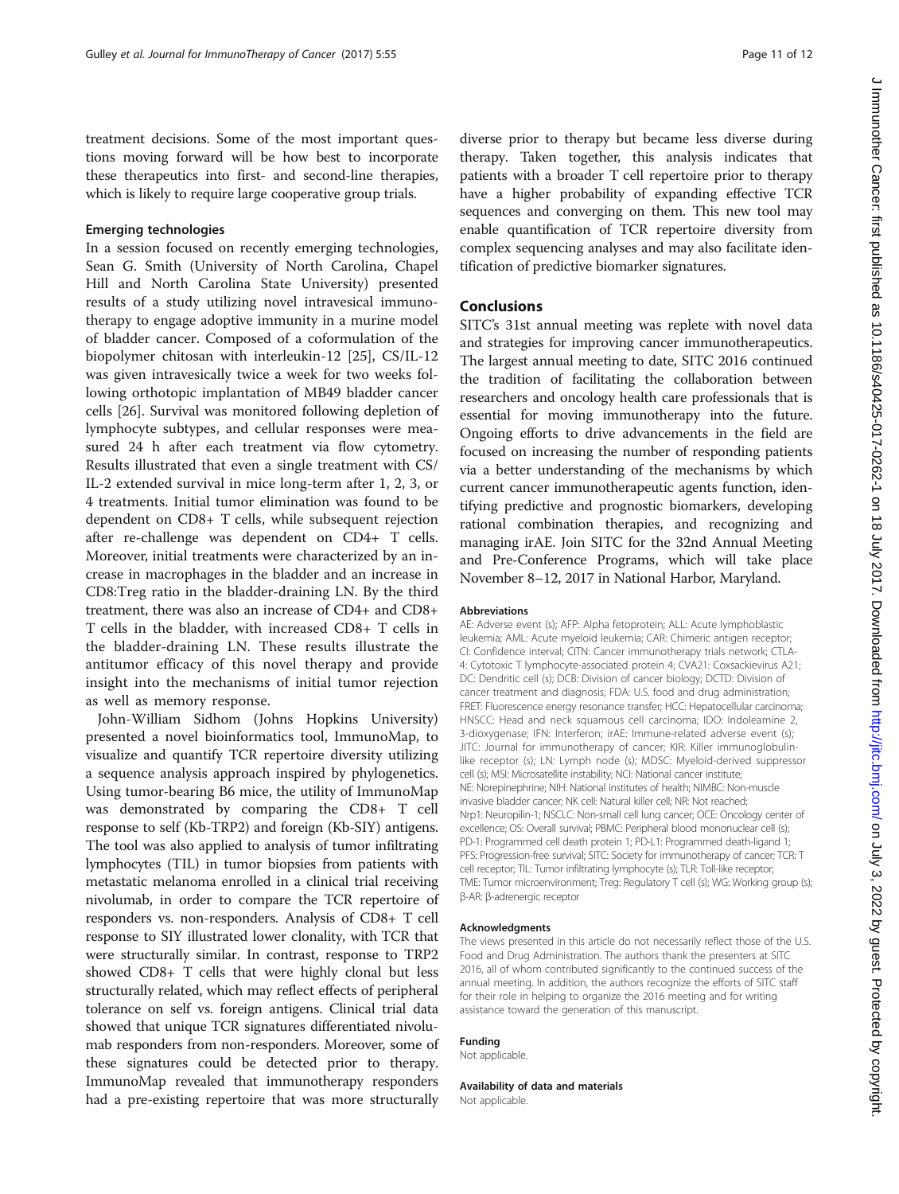treatment decisions. Some of the most important questions moving forward will be how best to incorporate these therapeutics into first- and second-line therapies, which is likely to require large cooperative group trials.

### Emerging technologies

In a session focused on recently emerging technologies, Sean G. Smith (University of North Carolina, Chapel Hill and North Carolina State University) presented results of a study utilizing novel intravesical immunotherapy to engage adoptive immunity in a murine model of bladder cancer. Composed of a coformulation of the biopolymer chitosan with interleukin-12 [25], CS/IL-12 was given intravesically twice a week for two weeks following orthotopic implantation of MB49 bladder cancer cells [26]. Survival was monitored following depletion of lymphocyte subtypes, and cellular responses were measured 24 h after each treatment via flow cytometry. Results illustrated that even a single treatment with CS/IL-2 extended survival in mice long-term after 1, 2, 3, or 4 treatments. Initial tumor elimination was found to be dependent on CD8+ T cells, while subsequent rejection after re-challenge was dependent on CD4+ T cells. Moreover, initial treatments were characterized by an increase in macrophages in the bladder and an increase in CD8:Treg ratio in the bladder-draining LN. By the third treatment, there was also an increase of CD4+ and CD8+ T cells in the bladder, with increased CD8+ T cells in the bladder-draining LN. These results illustrate the antitumor efficacy of this novel therapy and provide insight into the mechanisms of initial tumor rejection as well as memory response.

John-William Sidhom (Johns Hopkins University) presented a novel bioinformatics tool, ImmunoMap, to visualize and quantify TCR repertoire diversity utilizing a sequence analysis approach inspired by phylogenetics. Using tumor-bearing B6 mice, the utility of ImmunoMap was demonstrated by comparing the CD8+ T cell response to self (Kb-TRP2) and foreign (Kb-SIY) antigens. The tool was also applied to analysis of tumor infiltrating lymphocytes (TIL) in tumor biopsies from patients with metastatic melanoma enrolled in a clinical trial receiving nivolumab, in order to compare the TCR repertoire of responders vs. non-responders. Analysis of CD8+ T cell response to SIY illustrated lower clonality, with TCR that were structurally similar. In contrast, response to TRP2 showed CD8+ T cells that were highly clonal but less structurally related, which may reflect effects of peripheral tolerance on self vs. foreign antigens. Clinical trial data showed that unique TCR signatures differentiated nivolumab responders from non-responders. Moreover, some of these signatures could be detected prior to therapy. ImmunoMap revealed that immunotherapy responders had a pre-existing repertoire that was more structurally diverse prior to therapy but became less diverse during therapy. Taken together, this analysis indicates that patients with a broader T cell repertoire prior to therapy have a higher probability of expanding effective TCR sequences and converging on them. This new tool may enable quantification of TCR repertoire diversity from complex sequencing analyses and may also facilitate identification of predictive biomarker signatures.

## Conclusions

SITC's 31st annual meeting was replete with novel data and strategies for improving cancer immunotherapeutics. The largest annual meeting to date, SITC 2016 continued the tradition of facilitating the collaboration between researchers and oncology health care professionals that is essential for moving immunotherapy into the future. Ongoing efforts to drive advancements in the field are focused on increasing the number of responding patients via a better understanding of the mechanisms by which current cancer immunotherapeutic agents function, identifying predictive and prognostic biomarkers, developing rational combination therapies, and recognizing and managing irAE. Join SITC for the 32nd Annual Meeting and Pre-Conference Programs, which will take place November 8–12, 2017 in National Harbor, Maryland.

#### Abbreviations

AE: Adverse event (s); AFP: Alpha fetoprotein; ALL: Acute lymphoblastic leukemia; AML: Acute myeloid leukemia; CAR: Chimeric antigen receptor; CI: Confidence interval; CITN: Cancer immunotherapy trials network; CTLA-4: Cytotoxic T lymphocyte-associated protein 4; CVA21: Coxsackievirus A21; DC: Dendritic cell (s); DCB: Division of cancer biology; DCTD: Division of cancer treatment and diagnosis; FDA: U.S. food and drug administration; FRET: Fluorescence energy resonance transfer; HCC: Hepatocellular carcinoma; HNSCC: Head and neck squamous cell carcinoma; IDO: Indoleamine 2, 3-dioxygenase; IFN: Interferon; irAE: Immune-related adverse event (s); JITC: Journal for immunotherapy of cancer; KIR: Killer immunoglobulin-like receptor (s); LN: Lymph node (s); MDSC: Myeloid-derived suppressor cell (s); MSI: Microsatellite instability; NCI: National cancer institute; NE: Norepinephrine; NIH: National institutes of health; NIMBC: Non-muscle invasive bladder cancer; NK cell: Natural killer cell; NR: Not reached; Nrp1: Neuropilin-1; NSCLC: Non-small cell lung cancer; OCE: Oncology center of excellence; OS: Overall survival; PBMC: Peripheral blood mononuclear cell (s); PD-1: Programmed cell death protein 1; PD-L1: Programmed death-ligand 1; PFS: Progression-free survival; SITC: Society for immunotherapy of cancer; TCR: T cell receptor; TIL: Tumor infiltrating lymphocyte (s); TLR: Toll-like receptor; TME: Tumor microenvironment; Treg: Regulatory T cell (s); WG: Working group (s); β-AR: β-adrenergic receptor

#### Acknowledgments

The views presented in this article do not necessarily reflect those of the U.S. Food and Drug Administration. The authors thank the presenters at SITC 2016, all of whom contributed significantly to the continued success of the annual meeting. In addition, the authors recognize the efforts of SITC staff for their role in helping to organize the 2016 meeting and for writing assistance toward the generation of this manuscript.

#### Funding

Not applicable.

#### Availability of data and materials

Not applicable.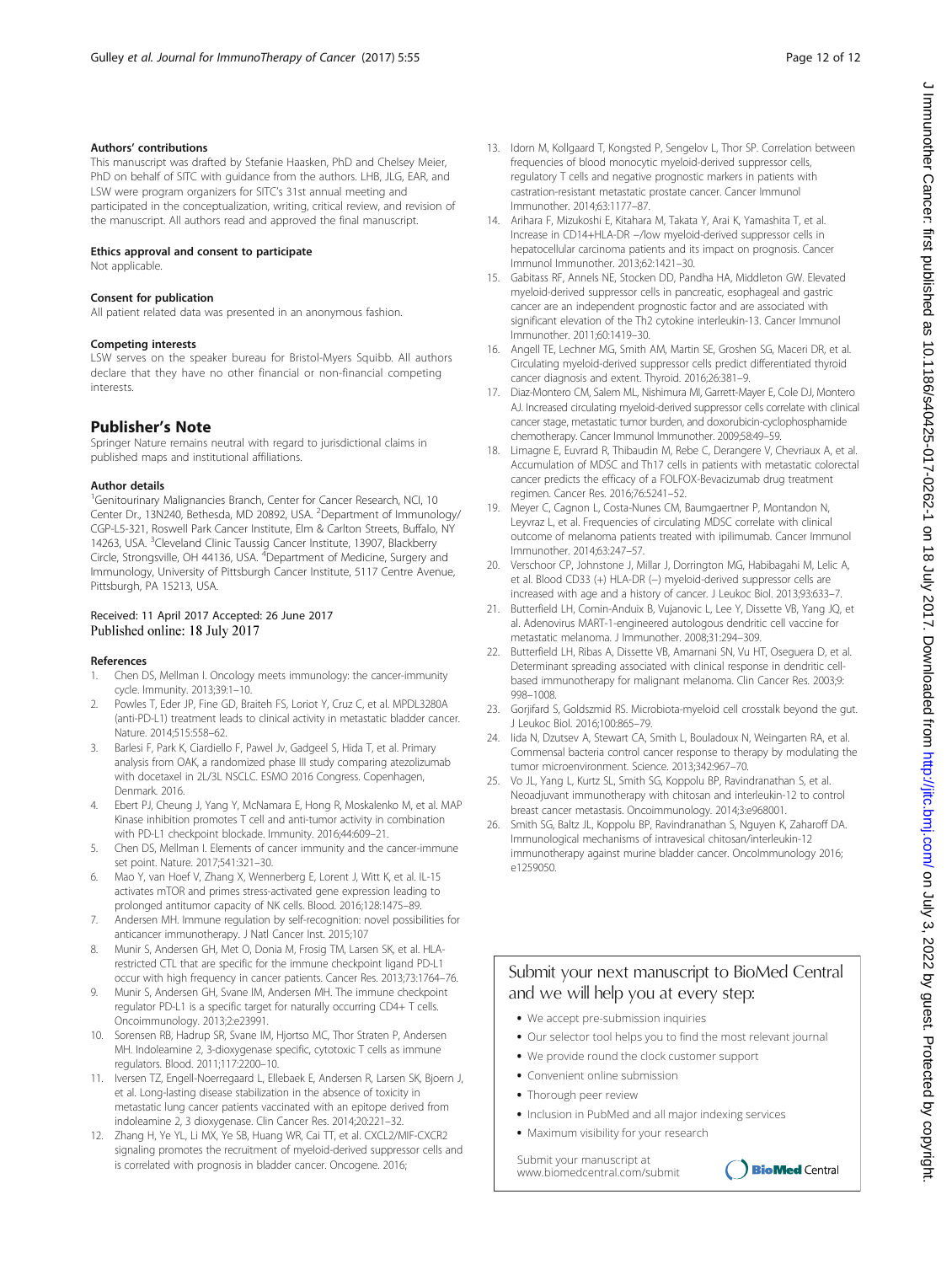#### Authors' contributions

This manuscript was drafted by Stefanie Haasken, PhD and Chelsey Meier, PhD on behalf of SITC with guidance from the authors. LHB, JLG, EAR, and LSW were program organizers for SITC's 31st annual meeting and participated in the conceptualization, writing, critical review, and revision of the manuscript. All authors read and approved the final manuscript.

#### Ethics approval and consent to participate

Not applicable.

#### Consent for publication

All patient related data was presented in an anonymous fashion.

#### Competing interests

LSW serves on the speaker bureau for Bristol-Myers Squibb. All authors declare that they have no other financial or non-financial competing interests.

## Publisher's Note

Springer Nature remains neutral with regard to jurisdictional claims in published maps and institutional affiliations.

#### Author details

[1]Genitourinary Malignancies Branch, Center for Cancer Research, NCI, 10 Center Dr., 13N240, Bethesda, MD 20892, USA. [2]Department of Immunology/ CGP-L5-321, Roswell Park Cancer Institute, Elm & Carlton Streets, Buffalo, NY 14263, USA. [3]Cleveland Clinic Taussig Cancer Institute, 13907, Blackberry Circle, Strongsville, OH 44136, USA. [4]Department of Medicine, Surgery and Immunology, University of Pittsburgh Cancer Institute, 5117 Centre Avenue, Pittsburgh, PA 15213, USA.

Received: 11 April 2017 Accepted: 26 June 2017
Published online: 18 July 2017

#### References

1. Chen DS, Mellman I. Oncology meets immunology: the cancer-immunity cycle. Immunity. 2013;39:1–10.
2. Powles T, Eder JP, Fine GD, Braiteh FS, Loriot Y, Cruz C, et al. MPDL3280A (anti-PD-L1) treatment leads to clinical activity in metastatic bladder cancer. Nature. 2014;515:558–62.
3. Barlesi F, Park K, Ciardiello F, Pawel Jv, Gadgeel S, Hida T, et al. Primary analysis from OAK, a randomized phase III study comparing atezolizumab with docetaxel in 2L/3L NSCLC. ESMO 2016 Congress. Copenhagen, Denmark. 2016.
4. Ebert PJ, Cheung J, Yang Y, McNamara E, Hong R, Moskalenko M, et al. MAP Kinase inhibition promotes T cell and anti-tumor activity in combination with PD-L1 checkpoint blockade. Immunity. 2016;44:609–21.
5. Chen DS, Mellman I. Elements of cancer immunity and the cancer-immune set point. Nature. 2017;541:321–30.
6. Mao Y, van Hoef V, Zhang X, Wennerberg E, Lorent J, Witt K, et al. IL-15 activates mTOR and primes stress-activated gene expression leading to prolonged antitumor capacity of NK cells. Blood. 2016;128:1475–89.
7. Andersen MH. Immune regulation by self-recognition: novel possibilities for anticancer immunotherapy. J Natl Cancer Inst. 2015;107
8. Munir S, Andersen GH, Met O, Donia M, Frosig TM, Larsen SK, et al. HLA-restricted CTL that are specific for the immune checkpoint ligand PD-L1 occur with high frequency in cancer patients. Cancer Res. 2013;73:1764–76.
9. Munir S, Andersen GH, Svane IM, Andersen MH. The immune checkpoint regulator PD-L1 is a specific target for naturally occurring CD4+ T cells. Oncoimmunology. 2013;2:e23991.
10. Sorensen RB, Hadrup SR, Svane IM, Hjortso MC, Thor Straten P, Andersen MH. Indoleamine 2, 3-dioxygenase specific, cytotoxic T cells as immune regulators. Blood. 2011;117:2200–10.
11. Iversen TZ, Engell-Noerregaard L, Ellebaek E, Andersen R, Larsen SK, Bjoern J, et al. Long-lasting disease stabilization in the absence of toxicity in metastatic lung cancer patients vaccinated with an epitope derived from indoleamine 2, 3 dioxygenase. Clin Cancer Res. 2014;20:221–32.
12. Zhang H, Ye YL, Li MX, Ye SB, Huang WR, Cai TT, et al. CXCL2/MIF-CXCR2 signaling promotes the recruitment of myeloid-derived suppressor cells and is correlated with prognosis in bladder cancer. Oncogene. 2016;
13. Idorn M, Kollgaard T, Kongsted P, Sengelov L, Thor SP. Correlation between frequencies of blood monocytic myeloid-derived suppressor cells, regulatory T cells and negative prognostic markers in patients with castration-resistant metastatic prostate cancer. Cancer Immunol Immunother. 2014;63:1177–87.
14. Arihara F, Mizukoshi E, Kitahara M, Takata Y, Arai K, Yamashita T, et al. Increase in CD14+HLA-DR −/low myeloid-derived suppressor cells in hepatocellular carcinoma patients and its impact on prognosis. Cancer Immunol Immunother. 2013;62:1421–30.
15. Gabitass RF, Annels NE, Stocken DD, Pandha HA, Middleton GW. Elevated myeloid-derived suppressor cells in pancreatic, esophageal and gastric cancer are an independent prognostic factor and are associated with significant elevation of the Th2 cytokine interleukin-13. Cancer Immunol Immunother. 2011;60:1419–30.
16. Angell TE, Lechner MG, Smith AM, Martin SE, Groshen SG, Maceri DR, et al. Circulating myeloid-derived suppressor cells predict differentiated thyroid cancer diagnosis and extent. Thyroid. 2016;26:381–9.
17. Diaz-Montero CM, Salem ML, Nishimura MI, Garrett-Mayer E, Cole DJ, Montero AJ. Increased circulating myeloid-derived suppressor cells correlate with clinical cancer stage, metastatic tumor burden, and doxorubicin-cyclophosphamide chemotherapy. Cancer Immunol Immunother. 2009;58:49–59.
18. Limagne E, Euvrard R, Thibaudin M, Rebe C, Derangere V, Chevriaux A, et al. Accumulation of MDSC and Th17 cells in patients with metastatic colorectal cancer predicts the efficacy of a FOLFOX-Bevacizumab drug treatment regimen. Cancer Res. 2016;76:5241–52.
19. Meyer C, Cagnon L, Costa-Nunes CM, Baumgaertner P, Montandon N, Leyvraz L, et al. Frequencies of circulating MDSC correlate with clinical outcome of melanoma patients treated with ipilimumab. Cancer Immunol Immunother. 2014;63:247–57.
20. Verschoor CP, Johnstone J, Millar J, Dorrington MG, Habibagahi M, Lelic A, et al. Blood CD33 (+) HLA-DR (−) myeloid-derived suppressor cells are increased with age and a history of cancer. J Leukoc Biol. 2013;93:633–7.
21. Butterfield LH, Comin-Anduix B, Vujanovic L, Lee Y, Dissette VB, Yang JQ, et al. Adenovirus MART-1-engineered autologous dendritic cell vaccine for metastatic melanoma. J Immunother. 2008;31:294–309.
22. Butterfield LH, Ribas A, Dissette VB, Amarnani SN, Vu HT, Oseguera D, et al. Determinant spreading associated with clinical response in dendritic cell-based immunotherapy for malignant melanoma. Clin Cancer Res. 2003;9: 998–1008.
23. Gorjifard S, Goldszmid RS. Microbiota-myeloid cell crosstalk beyond the gut. J Leukoc Biol. 2016;100:865–79.
24. Iida N, Dzutsev A, Stewart CA, Smith L, Bouladoux N, Weingarten RA, et al. Commensal bacteria control cancer response to therapy by modulating the tumor microenvironment. Science. 2013;342:967–70.
25. Vo JL, Yang L, Kurtz SL, Smith SG, Koppolu BP, Ravindranathan S, et al. Neoadjuvant immunotherapy with chitosan and interleukin-12 to control breast cancer metastasis. Oncoimmunology. 2014;3:e968001.
26. Smith SG, Baltz JL, Koppolu BP, Ravindranathan S, Nguyen K, Zaharoff DA. Immunological mechanisms of intravesical chitosan/interleukin-12 immunotherapy against murine bladder cancer. OncoImmunology 2016; e1259050.

Submit your next manuscript to BioMed Central and we will help you at every step:

- We accept pre-submission inquiries
- Our selector tool helps you to find the most relevant journal
- We provide round the clock customer support
- Convenient online submission
- Thorough peer review
- Inclusion in PubMed and all major indexing services
- Maximum visibility for your research

Submit your manuscript at
www.biomedcentral.com/submit

BioMed Central